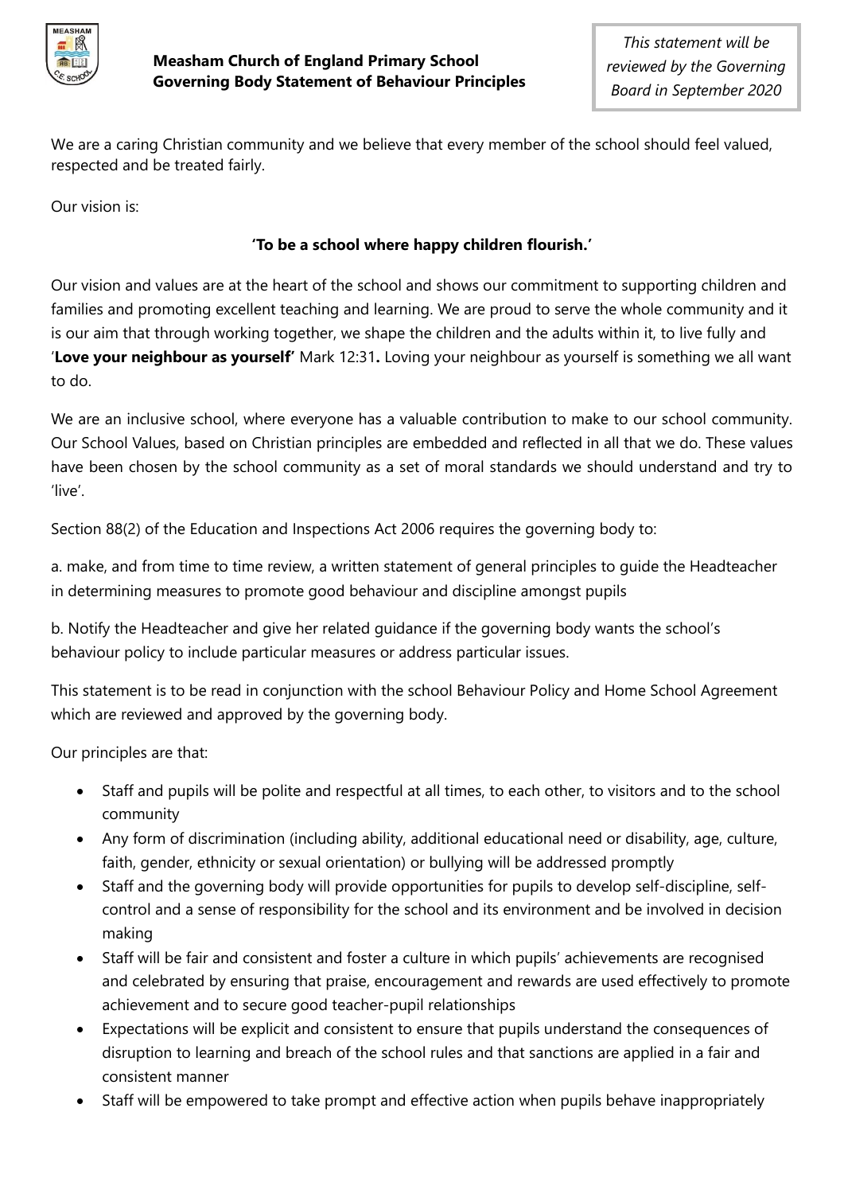# Measham Church of England Primary School
## Governing Body Statement of Behaviour Principles

*This statement will be reviewed by the Governing Board in September 2020*

We are a caring Christian community and we believe that every member of the school should feel valued, respected and be treated fairly.

Our vision is:

**'To be a school where happy children flourish.'**

Our vision and values are at the heart of the school and shows our commitment to supporting children and families and promoting excellent teaching and learning. We are proud to serve the whole community and it is our aim that through working together, we shape the children and the adults within it, to live fully and '**Love your neighbour as yourself'** Mark 12:31**.** Loving your neighbour as yourself is something we all want to do.

We are an inclusive school, where everyone has a valuable contribution to make to our school community. Our School Values, based on Christian principles are embedded and reflected in all that we do. These values have been chosen by the school community as a set of moral standards we should understand and try to 'live'.

Section 88(2) of the Education and Inspections Act 2006 requires the governing body to:

a. make, and from time to time review, a written statement of general principles to guide the Headteacher in determining measures to promote good behaviour and discipline amongst pupils

b. Notify the Headteacher and give her related guidance if the governing body wants the school's behaviour policy to include particular measures or address particular issues.

This statement is to be read in conjunction with the school Behaviour Policy and Home School Agreement which are reviewed and approved by the governing body.

Our principles are that:

- Staff and pupils will be polite and respectful at all times, to each other, to visitors and to the school community
- Any form of discrimination (including ability, additional educational need or disability, age, culture, faith, gender, ethnicity or sexual orientation) or bullying will be addressed promptly
- Staff and the governing body will provide opportunities for pupils to develop self-discipline, self-control and a sense of responsibility for the school and its environment and be involved in decision making
- Staff will be fair and consistent and foster a culture in which pupils' achievements are recognised and celebrated by ensuring that praise, encouragement and rewards are used effectively to promote achievement and to secure good teacher-pupil relationships
- Expectations will be explicit and consistent to ensure that pupils understand the consequences of disruption to learning and breach of the school rules and that sanctions are applied in a fair and consistent manner
- Staff will be empowered to take prompt and effective action when pupils behave inappropriately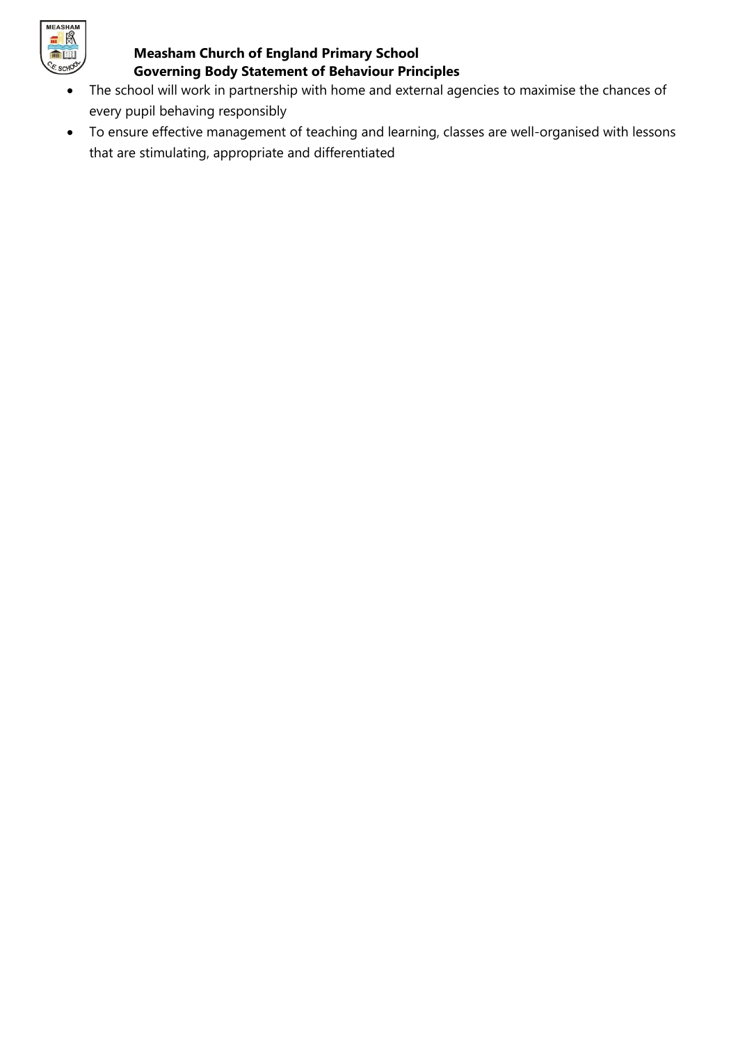- The school will work in partnership with home and external agencies to maximise the chances of every pupil behaving responsibly
- To ensure effective management of teaching and learning, classes are well-organised with lessons that are stimulating, appropriate and differentiated